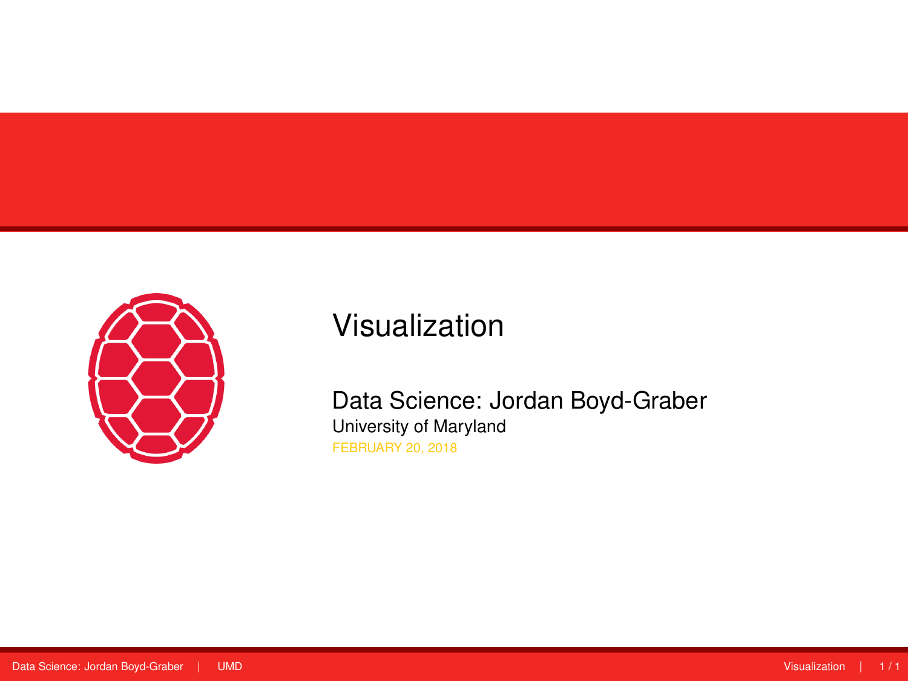# Visualization

Data Science: Jordan Boyd-Graber

University of Maryland

FEBRUARY 20, 2018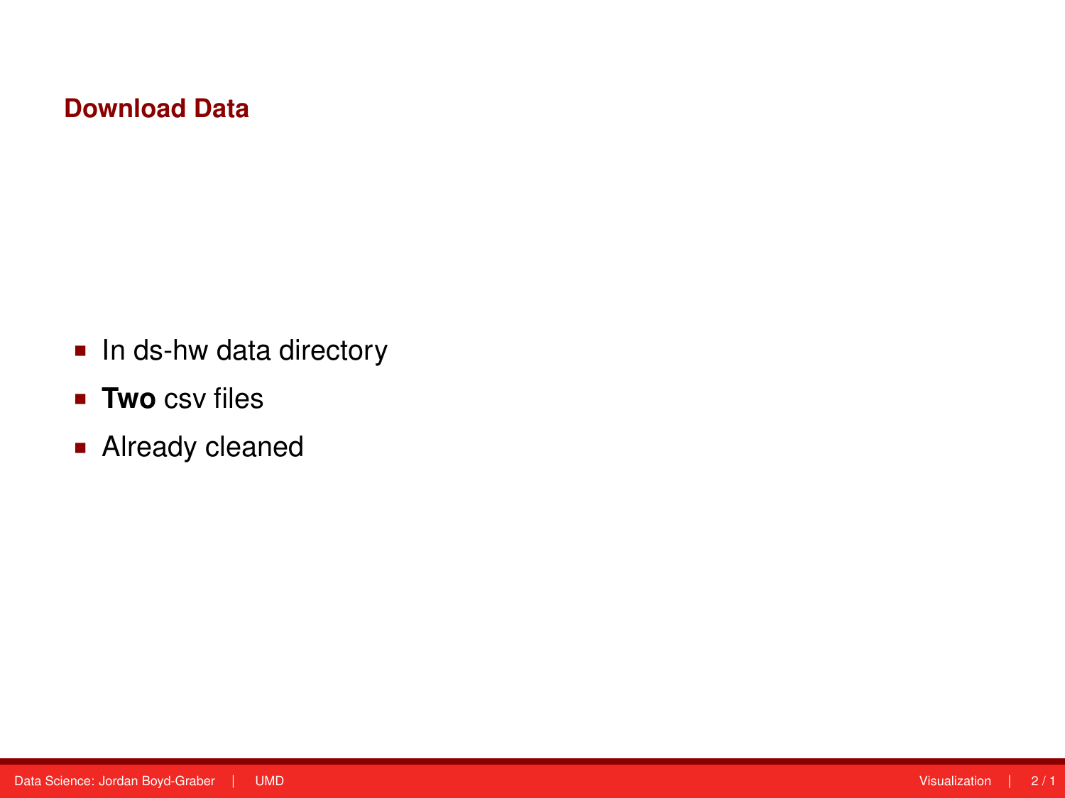## Download Data

- In ds-hw data directory
- **Two** csv files
- Already cleaned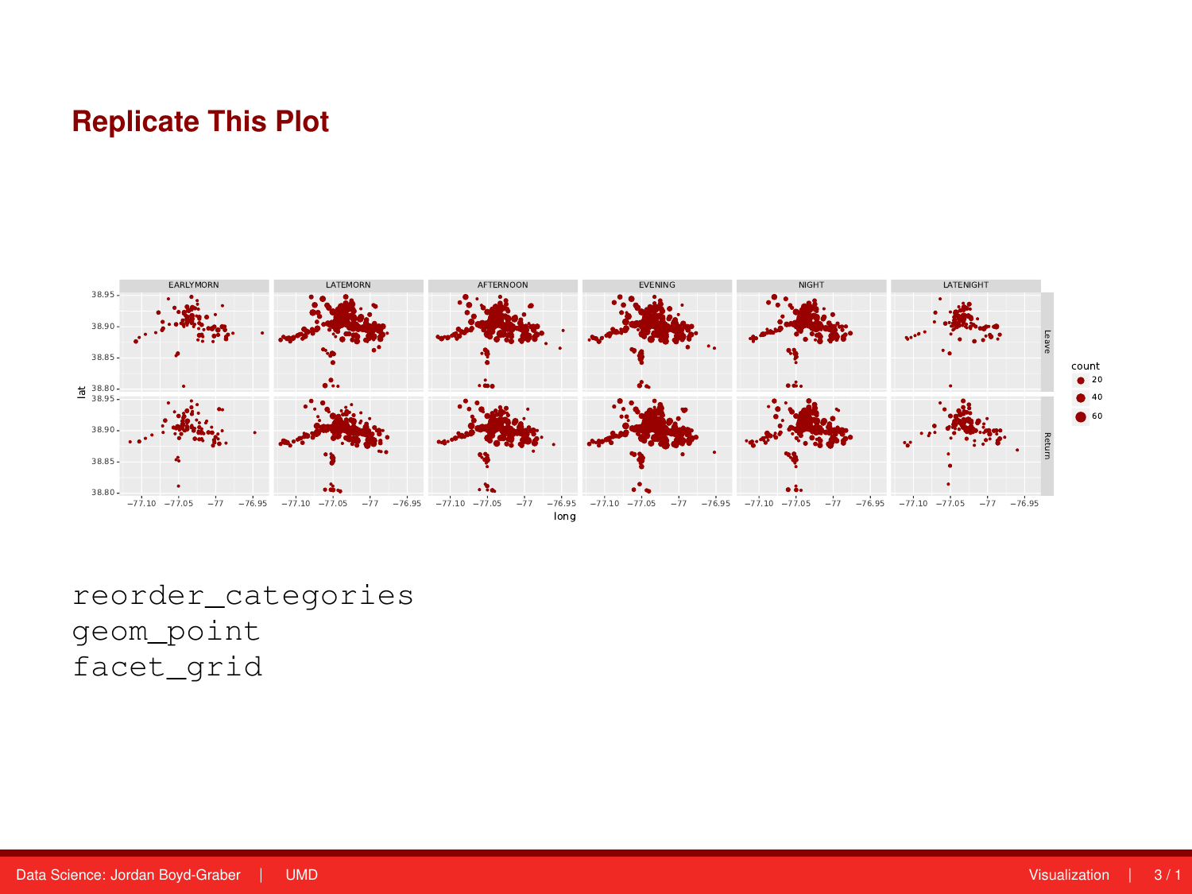# Replicate This Plot

```
reorder_categories
geom_point
facet_grid
```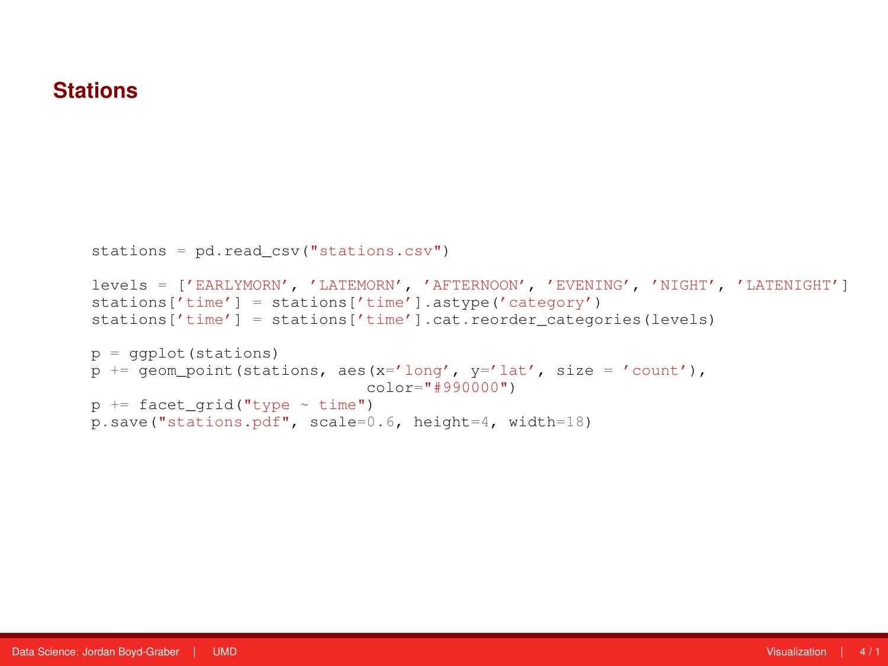## Stations

```
stations = pd.read_csv("stations.csv")

levels = ['EARLYMORN', 'LATEMORN', 'AFTERNOON', 'EVENING', 'NIGHT', 'LATENIGHT']
stations['time'] = stations['time'].astype('category')
stations['time'] = stations['time'].cat.reorder_categories(levels)

p = ggplot(stations)
p += geom_point(stations, aes(x='long', y='lat', size = 'count'),
                              color="#990000")
p += facet_grid("type ~ time")
p.save("stations.pdf", scale=0.6, height=4, width=18)
```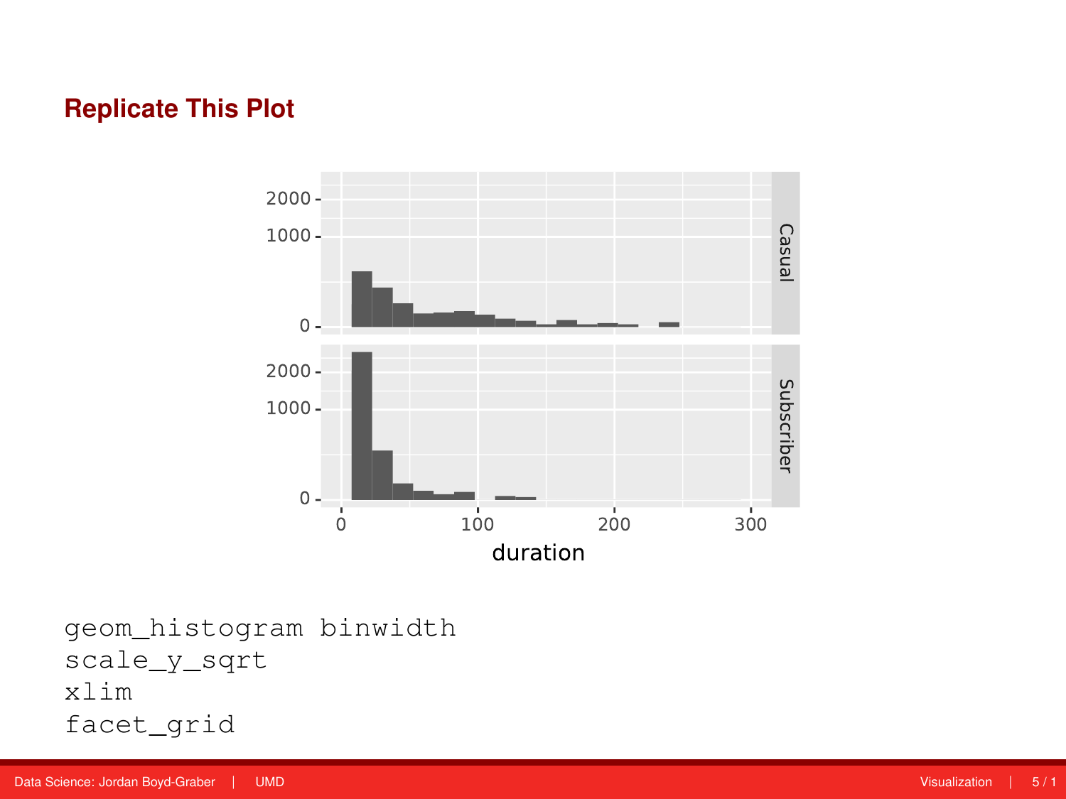## Replicate This Plot

```
geom_histogram binwidth
scale_y_sqrt
xlim
facet_grid
```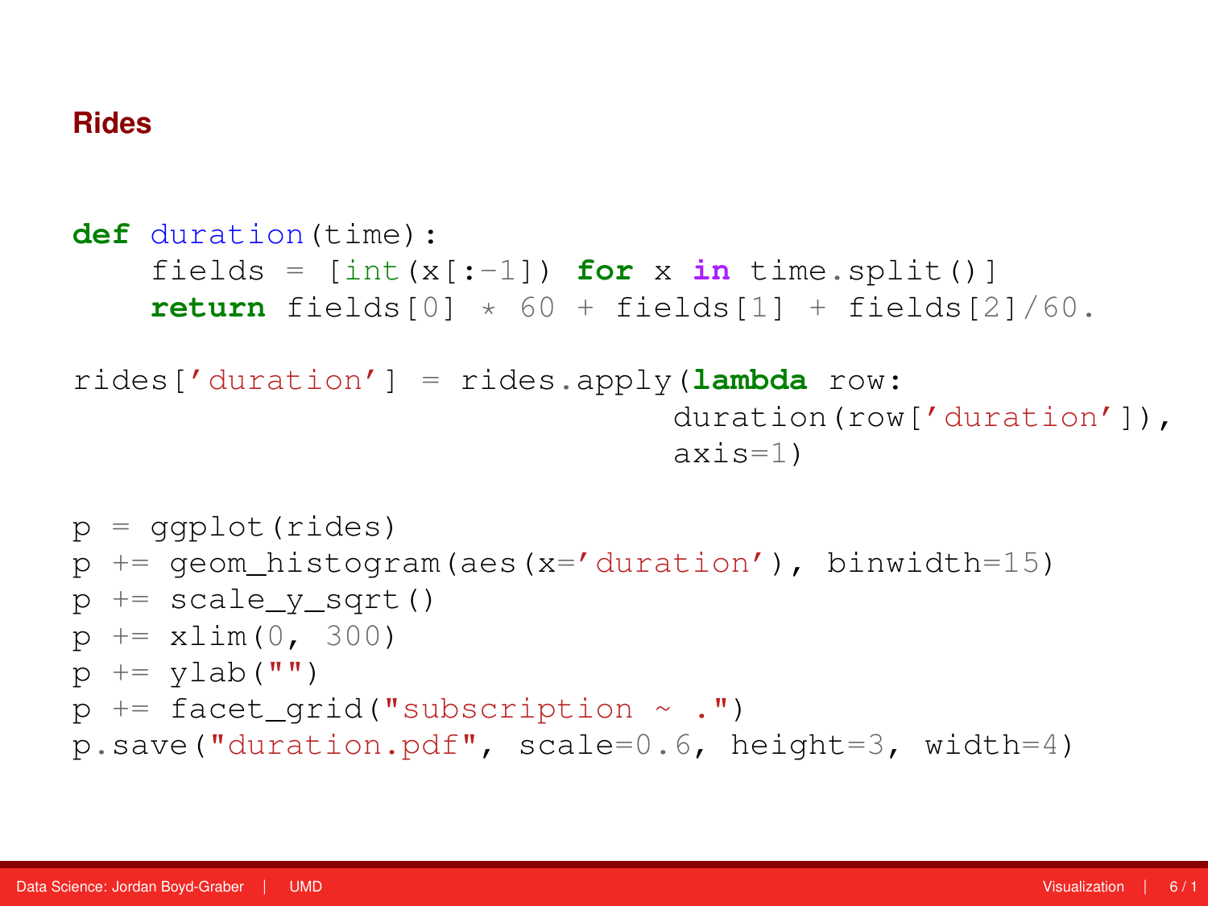## Rides

```
def duration(time):
    fields = [int(x[:-1]) for x in time.split()]
    return fields[0] * 60 + fields[1] + fields[2]/60.

rides['duration'] = rides.apply(lambda row:
                                duration(row['duration']),
                                axis=1)

p = ggplot(rides)
p += geom_histogram(aes(x='duration'), binwidth=15)
p += scale_y_sqrt()
p += xlim(0, 300)
p += ylab("")
p += facet_grid("subscription ~ .")
p.save("duration.pdf", scale=0.6, height=3, width=4)
```